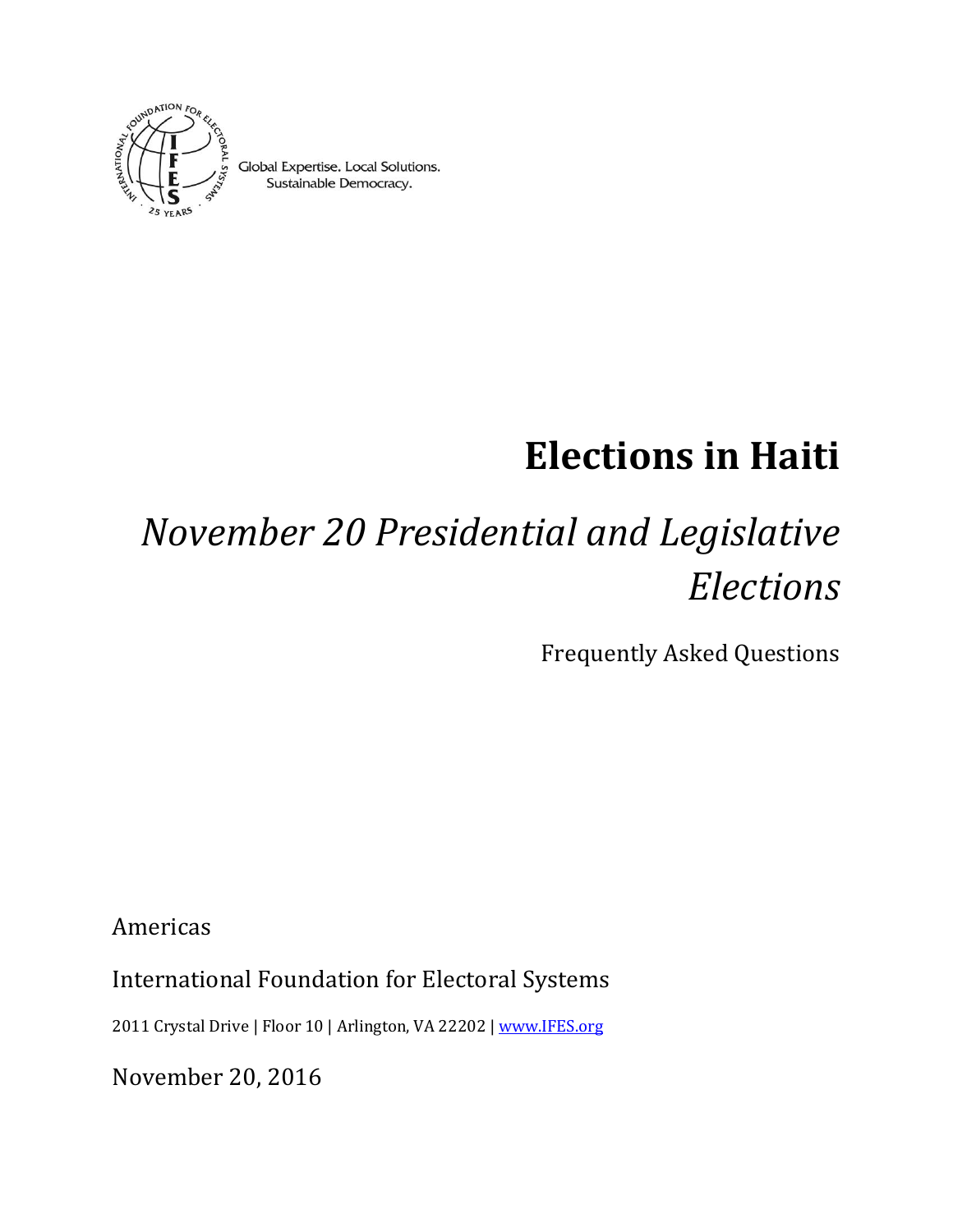Global Expertise. Local Solutions.
Sustainable Democracy.

# Elections in Haiti

## *November 20 Presidential and Legislative Elections*

Frequently Asked Questions

Americas

International Foundation for Electoral Systems

2011 Crystal Drive | Floor 10 | Arlington, VA 22202 | www.IFES.org

November 20, 2016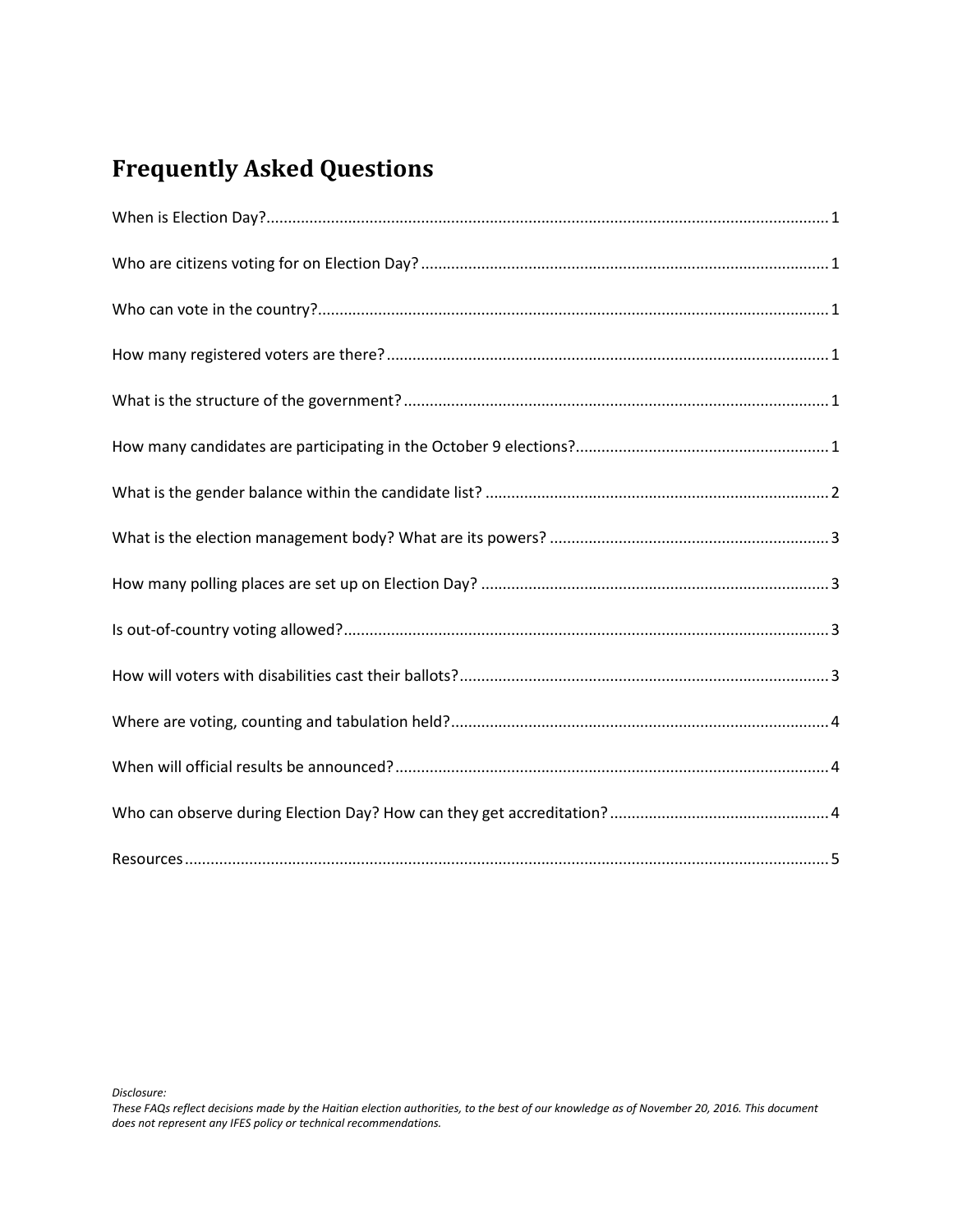# Frequently Asked Questions

When is Election Day? ... 1

Who are citizens voting for on Election Day? ... 1

Who can vote in the country? ... 1

How many registered voters are there? ... 1

What is the structure of the government? ... 1

How many candidates are participating in the October 9 elections? ... 1

What is the gender balance within the candidate list? ... 2

What is the election management body? What are its powers? ... 3

How many polling places are set up on Election Day? ... 3

Is out-of-country voting allowed? ... 3

How will voters with disabilities cast their ballots? ... 3

Where are voting, counting and tabulation held? ... 4

When will official results be announced? ... 4

Who can observe during Election Day? How can they get accreditation? ... 4

Resources ... 5

*Disclosure:*
*These FAQs reflect decisions made by the Haitian election authorities, to the best of our knowledge as of November 20, 2016. This document does not represent any IFES policy or technical recommendations.*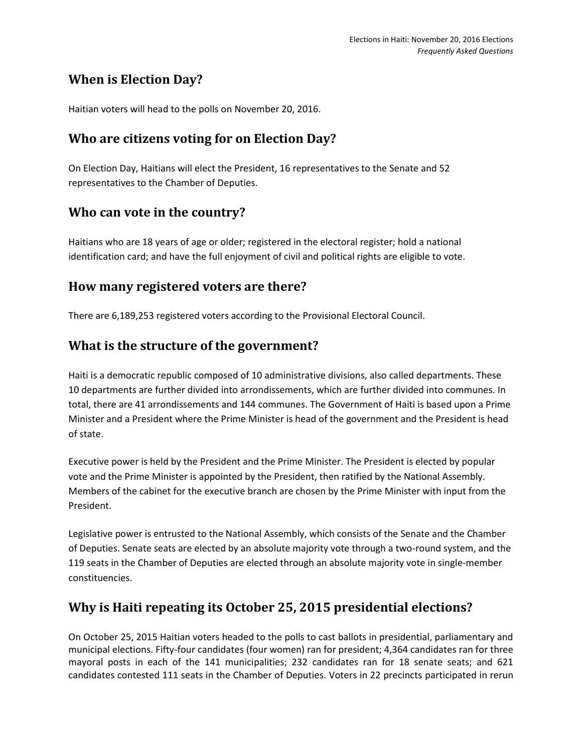## When is Election Day?

Haitian voters will head to the polls on November 20, 2016.

## Who are citizens voting for on Election Day?

On Election Day, Haitians will elect the President, 16 representatives to the Senate and 52 representatives to the Chamber of Deputies.

## Who can vote in the country?

Haitians who are 18 years of age or older; registered in the electoral register; hold a national identification card; and have the full enjoyment of civil and political rights are eligible to vote.

## How many registered voters are there?

There are 6,189,253 registered voters according to the Provisional Electoral Council.

## What is the structure of the government?

Haiti is a democratic republic composed of 10 administrative divisions, also called departments. These 10 departments are further divided into arrondissements, which are further divided into communes. In total, there are 41 arrondissements and 144 communes. The Government of Haiti is based upon a Prime Minister and a President where the Prime Minister is head of the government and the President is head of state.

Executive power is held by the President and the Prime Minister. The President is elected by popular vote and the Prime Minister is appointed by the President, then ratified by the National Assembly. Members of the cabinet for the executive branch are chosen by the Prime Minister with input from the President.

Legislative power is entrusted to the National Assembly, which consists of the Senate and the Chamber of Deputies. Senate seats are elected by an absolute majority vote through a two-round system, and the 119 seats in the Chamber of Deputies are elected through an absolute majority vote in single-member constituencies.

## Why is Haiti repeating its October 25, 2015 presidential elections?

On October 25, 2015 Haitian voters headed to the polls to cast ballots in presidential, parliamentary and municipal elections. Fifty-four candidates (four women) ran for president; 4,364 candidates ran for three mayoral posts in each of the 141 municipalities; 232 candidates ran for 18 senate seats; and 621 candidates contested 111 seats in the Chamber of Deputies. Voters in 22 precincts participated in rerun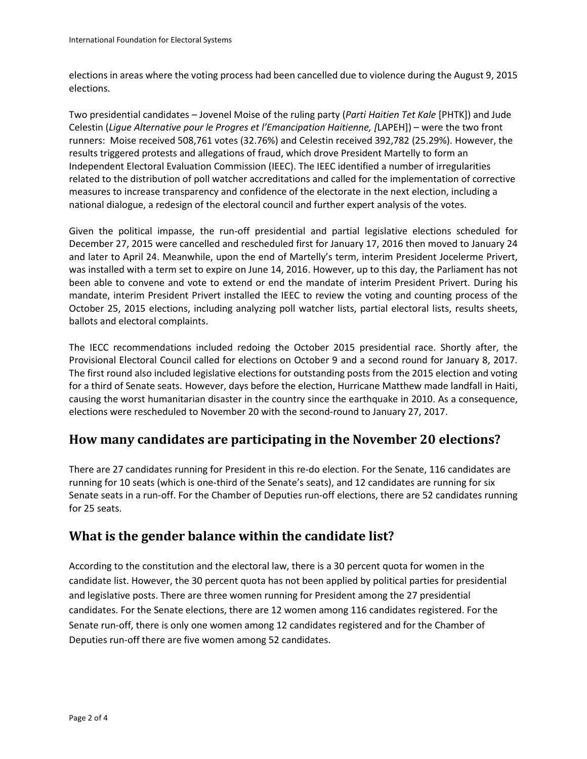elections in areas where the voting process had been cancelled due to violence during the August 9, 2015 elections.

Two presidential candidates – Jovenel Moise of the ruling party (*Parti Haitien Tet Kale* [PHTK]) and Jude Celestin (*Ligue Alternative pour le Progres et l'Emancipation Haitienne, [*LAPEH]) – were the two front runners: Moise received 508,761 votes (32.76%) and Celestin received 392,782 (25.29%). However, the results triggered protests and allegations of fraud, which drove President Martelly to form an Independent Electoral Evaluation Commission (IEEC). The IEEC identified a number of irregularities related to the distribution of poll watcher accreditations and called for the implementation of corrective measures to increase transparency and confidence of the electorate in the next election, including a national dialogue, a redesign of the electoral council and further expert analysis of the votes.

Given the political impasse, the run-off presidential and partial legislative elections scheduled for December 27, 2015 were cancelled and rescheduled first for January 17, 2016 then moved to January 24 and later to April 24. Meanwhile, upon the end of Martelly's term, interim President Jocelerme Privert, was installed with a term set to expire on June 14, 2016. However, up to this day, the Parliament has not been able to convene and vote to extend or end the mandate of interim President Privert. During his mandate, interim President Privert installed the IEEC to review the voting and counting process of the October 25, 2015 elections, including analyzing poll watcher lists, partial electoral lists, results sheets, ballots and electoral complaints.

The IECC recommendations included redoing the October 2015 presidential race. Shortly after, the Provisional Electoral Council called for elections on October 9 and a second round for January 8, 2017. The first round also included legislative elections for outstanding posts from the 2015 election and voting for a third of Senate seats. However, days before the election, Hurricane Matthew made landfall in Haiti, causing the worst humanitarian disaster in the country since the earthquake in 2010. As a consequence, elections were rescheduled to November 20 with the second-round to January 27, 2017.

## How many candidates are participating in the November 20 elections?

There are 27 candidates running for President in this re-do election. For the Senate, 116 candidates are running for 10 seats (which is one-third of the Senate's seats), and 12 candidates are running for six Senate seats in a run-off. For the Chamber of Deputies run-off elections, there are 52 candidates running for 25 seats.

## What is the gender balance within the candidate list?

According to the constitution and the electoral law, there is a 30 percent quota for women in the candidate list. However, the 30 percent quota has not been applied by political parties for presidential and legislative posts. There are three women running for President among the 27 presidential candidates. For the Senate elections, there are 12 women among 116 candidates registered. For the Senate run-off, there is only one women among 12 candidates registered and for the Chamber of Deputies run-off there are five women among 52 candidates.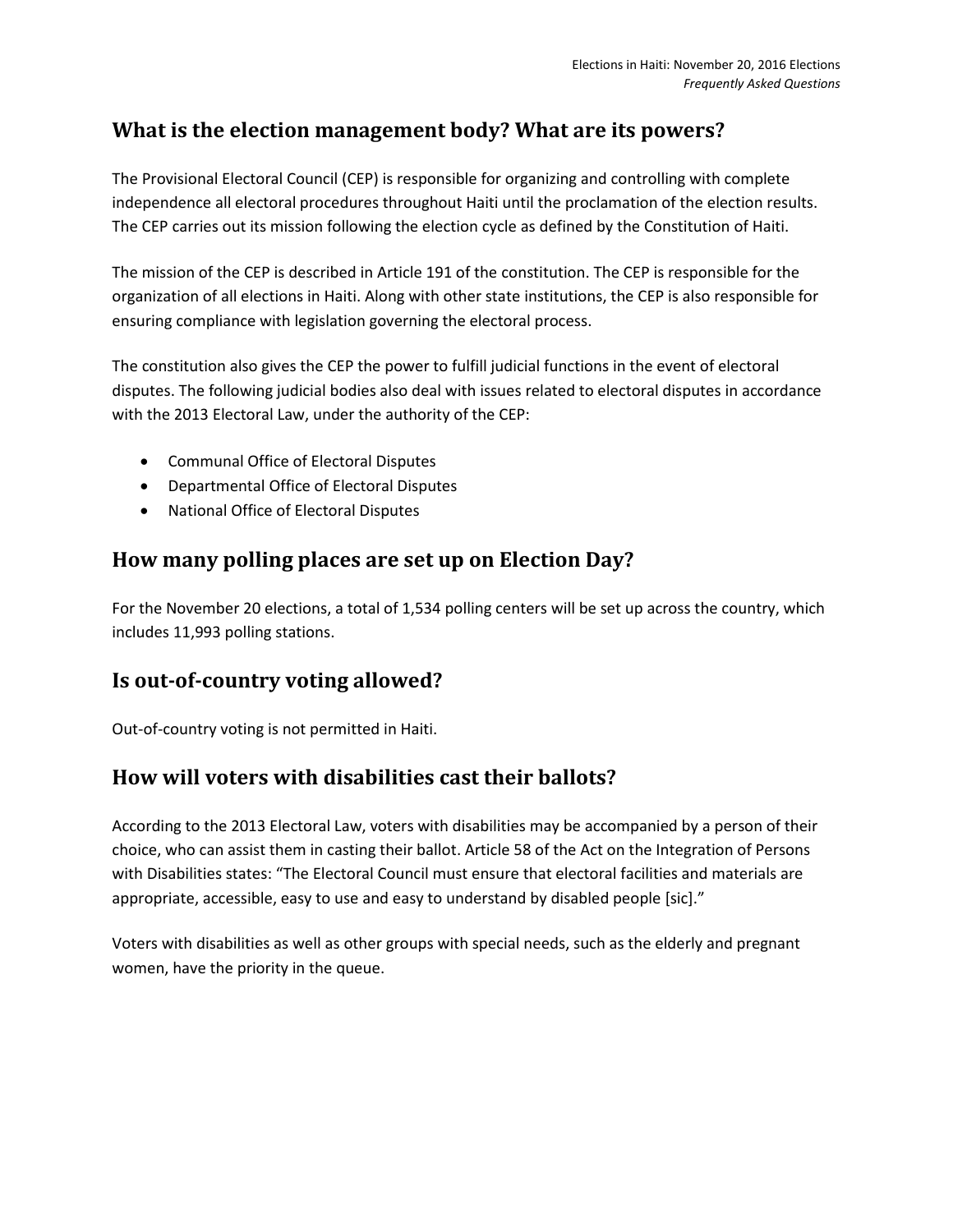## What is the election management body? What are its powers?

The Provisional Electoral Council (CEP) is responsible for organizing and controlling with complete independence all electoral procedures throughout Haiti until the proclamation of the election results. The CEP carries out its mission following the election cycle as defined by the Constitution of Haiti.

The mission of the CEP is described in Article 191 of the constitution. The CEP is responsible for the organization of all elections in Haiti. Along with other state institutions, the CEP is also responsible for ensuring compliance with legislation governing the electoral process.

The constitution also gives the CEP the power to fulfill judicial functions in the event of electoral disputes. The following judicial bodies also deal with issues related to electoral disputes in accordance with the 2013 Electoral Law, under the authority of the CEP:

- Communal Office of Electoral Disputes
- Departmental Office of Electoral Disputes
- National Office of Electoral Disputes

## How many polling places are set up on Election Day?

For the November 20 elections, a total of 1,534 polling centers will be set up across the country, which includes 11,993 polling stations.

## Is out-of-country voting allowed?

Out-of-country voting is not permitted in Haiti.

## How will voters with disabilities cast their ballots?

According to the 2013 Electoral Law, voters with disabilities may be accompanied by a person of their choice, who can assist them in casting their ballot. Article 58 of the Act on the Integration of Persons with Disabilities states: "The Electoral Council must ensure that electoral facilities and materials are appropriate, accessible, easy to use and easy to understand by disabled people [sic]."

Voters with disabilities as well as other groups with special needs, such as the elderly and pregnant women, have the priority in the queue.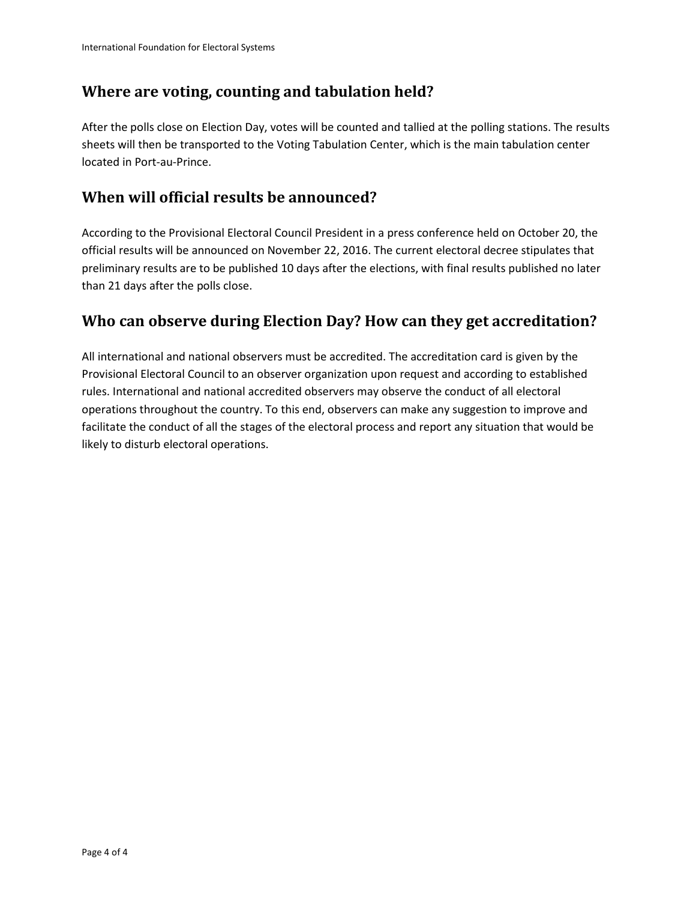## Where are voting, counting and tabulation held?

After the polls close on Election Day, votes will be counted and tallied at the polling stations. The results sheets will then be transported to the Voting Tabulation Center, which is the main tabulation center located in Port-au-Prince.

## When will official results be announced?

According to the Provisional Electoral Council President in a press conference held on October 20, the official results will be announced on November 22, 2016. The current electoral decree stipulates that preliminary results are to be published 10 days after the elections, with final results published no later than 21 days after the polls close.

## Who can observe during Election Day? How can they get accreditation?

All international and national observers must be accredited. The accreditation card is given by the Provisional Electoral Council to an observer organization upon request and according to established rules. International and national accredited observers may observe the conduct of all electoral operations throughout the country. To this end, observers can make any suggestion to improve and facilitate the conduct of all the stages of the electoral process and report any situation that would be likely to disturb electoral operations.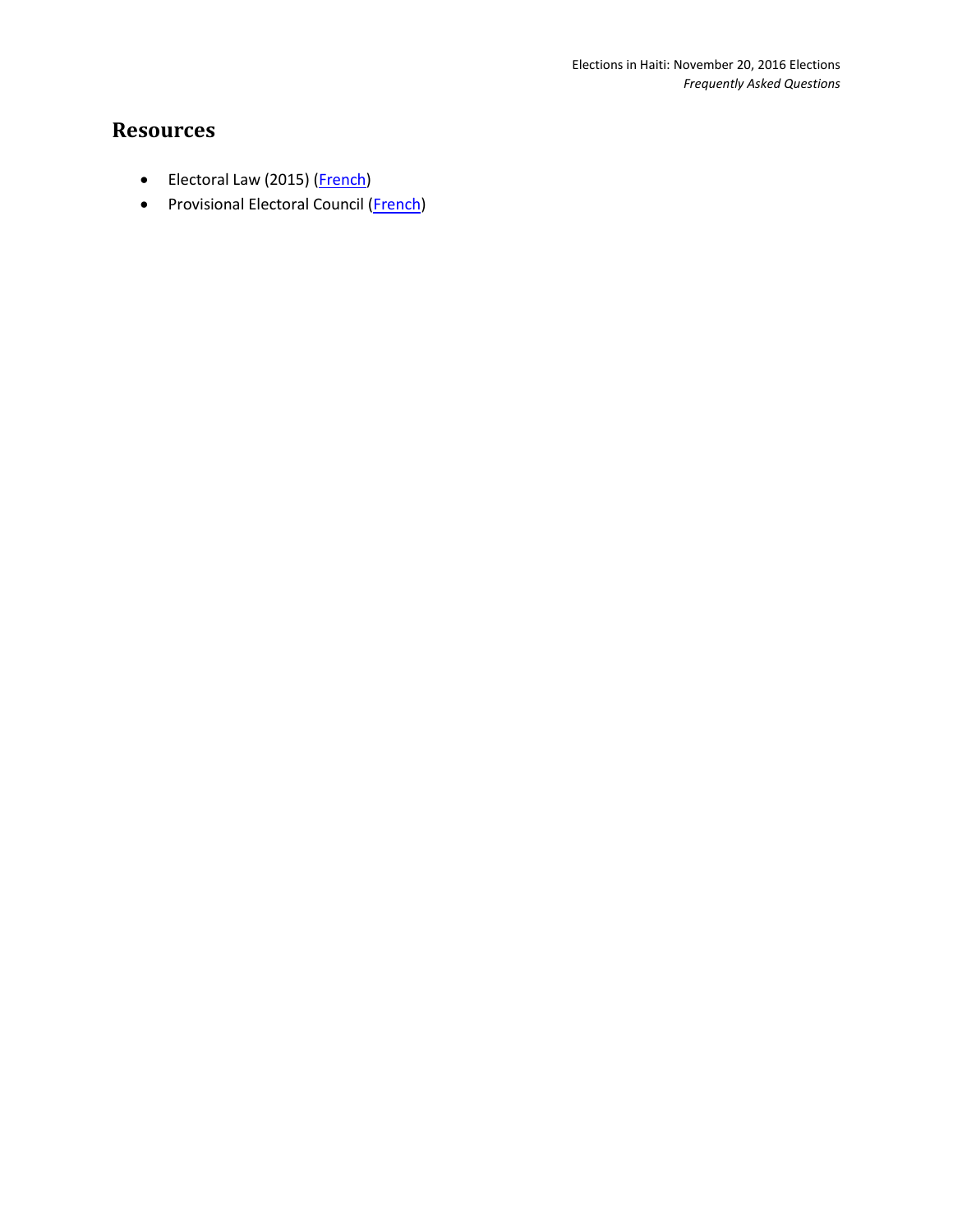## Resources

- Electoral Law (2015) (French)
- Provisional Electoral Council (French)